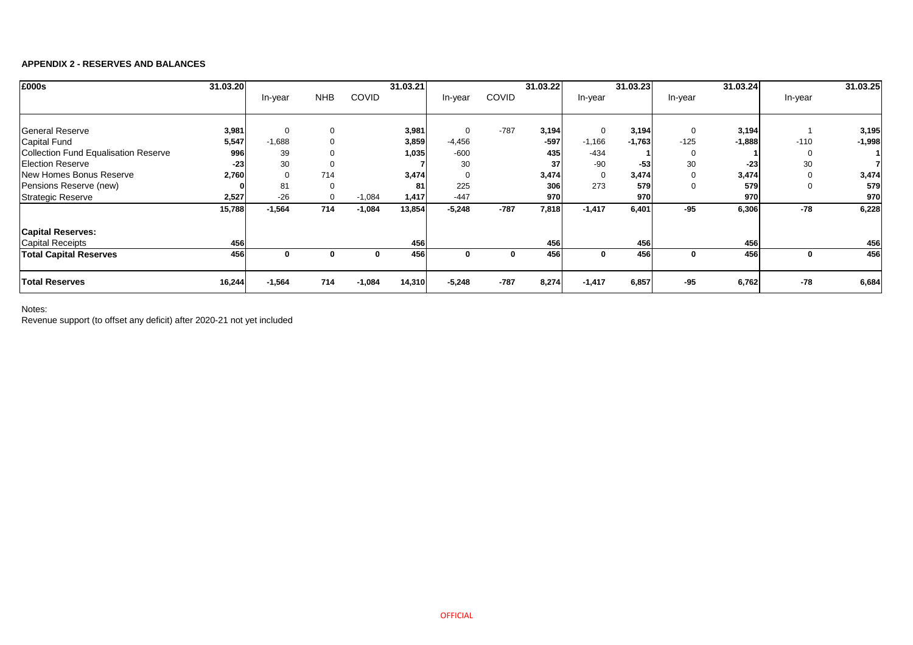**APPENDIX 2 - RESERVES AND BALANCES**

| £000s | 31.03.20 | In-year | NHB | COVID | 31.03.21 | In-year | COVID | 31.03.22 | In-year | 31.03.23 | In-year | 31.03.24 | In-year | 31.03.25 |
|---|---|---|---|---|---|---|---|---|---|---|---|---|---|---|
| General Reserve | **3,981** | 0 | 0 | | **3,981** | 0 | -787 | **3,194** | 0 | **3,194** | 0 | **3,194** | 1 | **3,195** |
| Capital Fund | **5,547** | -1,688 | 0 | | **3,859** | -4,456 | | **-597** | -1,166 | **-1,763** | -125 | **-1,888** | -110 | **-1,998** |
| Collection Fund Equalisation Reserve | **996** | 39 | 0 | | **1,035** | -600 | | **435** | -434 | **1** | 0 | **1** | 0 | **1** |
| Election Reserve | **-23** | 30 | 0 | | **7** | 30 | | **37** | -90 | **-53** | 30 | **-23** | 30 | **7** |
| New Homes Bonus Reserve | **2,760** | 0 | 714 | | **3,474** | 0 | | **3,474** | 0 | **3,474** | 0 | **3,474** | 0 | **3,474** |
| Pensions Reserve (new) | **0** | 81 | 0 | | **81** | 225 | | **306** | 273 | **579** | 0 | **579** | 0 | **579** |
| Strategic Reserve | **2,527** | -26 | 0 | -1,084 | **1,417** | -447 | | **970** | | **970** | | **970** | | **970** |
| | **15,788** | **-1,564** | **714** | **-1,084** | **13,854** | **-5,248** | **-787** | **7,818** | **-1,417** | **6,401** | **-95** | **6,306** | **-78** | **6,228** |
| **Capital Reserves:** | | | | | | | | | | | | | | |
| Capital Receipts | **456** | | | | **456** | | | **456** | | **456** | | **456** | | **456** |
| **Total Capital Reserves** | **456** | **0** | **0** | **0** | **456** | **0** | **0** | **456** | **0** | **456** | **0** | **456** | **0** | **456** |
| **Total Reserves** | **16,244** | **-1,564** | **714** | **-1,084** | **14,310** | **-5,248** | **-787** | **8,274** | **-1,417** | **6,857** | **-95** | **6,762** | **-78** | **6,684** |

Notes:
Revenue support (to offset any deficit) after 2020-21 not yet included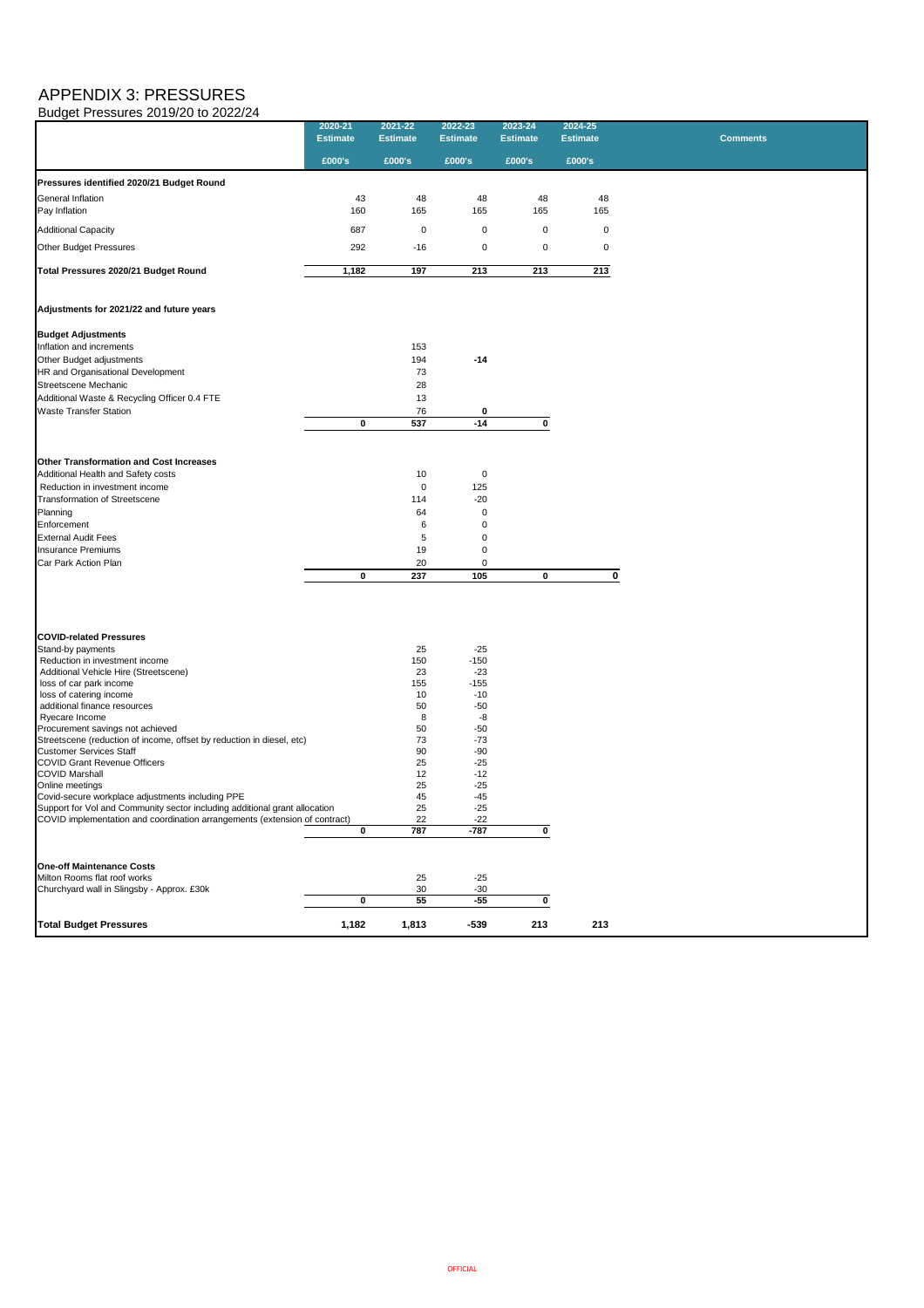# APPENDIX 3: PRESSURES

Budget Pressures 2019/20 to 2022/24

| | 2020-21 Estimate | 2021-22 Estimate | 2022-23 Estimate | 2023-24 Estimate | 2024-25 Estimate | Comments |
|---|---|---|---|---|---|---|
| | £000's | £000's | £000's | £000's | £000's | |
| **Pressures identified 2020/21 Budget Round** | | | | | | |
| General Inflation | 43 | 48 | 48 | 48 | 48 | |
| Pay Inflation | 160 | 165 | 165 | 165 | 165 | |
| Additional Capacity | 687 | 0 | 0 | 0 | 0 | |
| Other Budget Pressures | 292 | -16 | 0 | 0 | 0 | |
| **Total Pressures 2020/21 Budget Round** | **1,182** | **197** | **213** | **213** | **213** | |
| **Adjustments for 2021/22 and future years** | | | | | | |
| **Budget Adjustments** | | | | | | |
| Inflation and increments | | 153 | | | | |
| Other Budget adjustments | | 194 | -14 | | | |
| HR and Organisational Development | | 73 | | | | |
| Streetscene Mechanic | | 28 | | | | |
| Additional Waste & Recycling Officer 0.4 FTE | | 13 | | | | |
| Waste Transfer Station | | 76 | 0 | | | |
| | **0** | **537** | **-14** | **0** | | |
| **Other Transformation and Cost Increases** | | | | | | |
| Additional Health and Safety costs | | 10 | 0 | | | |
| Reduction in investment income | | 0 | 125 | | | |
| Transformation of Streetscene | | 114 | -20 | | | |
| Planning | | 64 | 0 | | | |
| Enforcement | | 6 | 0 | | | |
| External Audit Fees | | 5 | 0 | | | |
| Insurance Premiums | | 19 | 0 | | | |
| Car Park Action Plan | | 20 | 0 | | | |
| | **0** | **237** | **105** | **0** | **0** | |
| **COVID-related Pressures** | | | | | | |
| Stand-by payments | | 25 | -25 | | | |
| Reduction in investment income | | 150 | -150 | | | |
| Additional Vehicle Hire (Streetscene) | | 23 | -23 | | | |
| loss of car park income | | 155 | -155 | | | |
| loss of catering income | | 10 | -10 | | | |
| additional finance resources | | 50 | -50 | | | |
| Ryecare Income | | 8 | -8 | | | |
| Procurement savings not achieved | | 50 | -50 | | | |
| Streetscene (reduction of income, offset by reduction in diesel, etc) | | 73 | -73 | | | |
| Customer Services Staff | | 90 | -90 | | | |
| COVID Grant Revenue Officers | | 25 | -25 | | | |
| COVID Marshall | | 12 | -12 | | | |
| Online meetings | | 25 | -25 | | | |
| Covid-secure workplace adjustments including PPE | | 45 | -45 | | | |
| Support for Vol and Community sector including additional grant allocation | | 25 | -25 | | | |
| COVID implementation and coordination arrangements (extension of contract) | | 22 | -22 | | | |
| | **0** | **787** | **-787** | **0** | | |
| **One-off Maintenance Costs** | | | | | | |
| Milton Rooms flat roof works | | 25 | -25 | | | |
| Churchyard wall in Slingsby - Approx. £30k | | 30 | -30 | | | |
| | **0** | **55** | **-55** | **0** | | |
| **Total Budget Pressures** | **1,182** | **1,813** | **-539** | **213** | **213** | |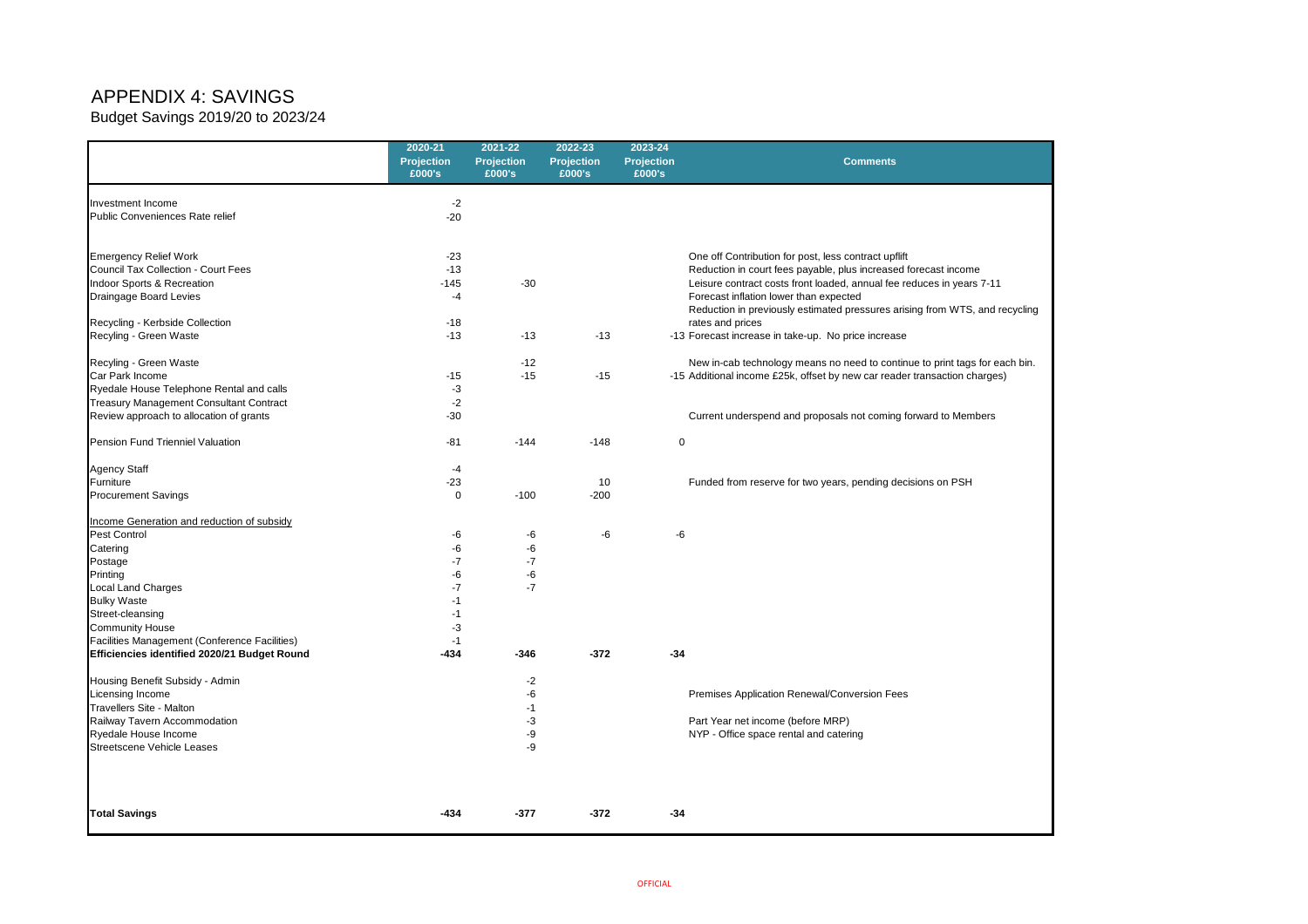# APPENDIX 4: SAVINGS

Budget Savings 2019/20 to 2023/24

| | 2020-21 Projection £000's | 2021-22 Projection £000's | 2022-23 Projection £000's | 2023-24 Projection £000's | Comments |
|---|---|---|---|---|---|
| Investment Income | -2 | | | | |
| Public Conveniences Rate relief | -20 | | | | |
| Emergency Relief Work | -23 | | | | One off Contribution for post, less contract upflift |
| Council Tax Collection - Court Fees | -13 | | | | Reduction in court fees payable, plus increased forecast income |
| Indoor Sports & Recreation | -145 | -30 | | | Leisure contract costs front loaded, annual fee reduces in years 7-11 |
| Draingage Board Levies | -4 | | | | Forecast inflation lower than expected |
| Recycling - Kerbside Collection | -18 | | | | Reduction in previously estimated pressures arising from WTS, and recycling rates and prices |
| Recyling - Green Waste | -13 | -13 | -13 | -13 | Forecast increase in take-up. No price increase |
| Recyling - Green Waste | | -12 | | | New in-cab technology means no need to continue to print tags for each bin. |
| Car Park Income | -15 | -15 | -15 | -15 | Additional income £25k, offset by new car reader transaction charges) |
| Ryedale House Telephone Rental and calls | -3 | | | | |
| Treasury Management Consultant Contract | -2 | | | | |
| Review approach to allocation of grants | -30 | | | | Current underspend and proposals not coming forward to Members |
| Pension Fund Trienniel Valuation | -81 | -144 | -148 | 0 | |
| Agency Staff | -4 | | | | |
| Furniture | -23 | | 10 | | Funded from reserve for two years, pending decisions on PSH |
| Procurement Savings | 0 | -100 | -200 | | |
| Income Generation and reduction of subsidy | | | | | |
| Pest Control | -6 | -6 | -6 | -6 | |
| Catering | -6 | -6 | | | |
| Postage | -7 | -7 | | | |
| Printing | -6 | -6 | | | |
| Local Land Charges | -7 | -7 | | | |
| Bulky Waste | -1 | | | | |
| Street-cleansing | -1 | | | | |
| Community House | -3 | | | | |
| Facilities Management (Conference Facilities) | -1 | | | | |
| **Efficiencies identified 2020/21 Budget Round** | **-434** | **-346** | **-372** | **-34** | |
| Housing Benefit Subsidy - Admin | | -2 | | | |
| Licensing Income | | -6 | | | Premises Application Renewal/Conversion Fees |
| Travellers Site - Malton | | -1 | | | |
| Railway Tavern Accommodation | | -3 | | | Part Year net income (before MRP) |
| Ryedale House Income | | -9 | | | NYP - Office space rental and catering |
| Streetscene Vehicle Leases | | -9 | | | |
| **Total Savings** | **-434** | **-377** | **-372** | **-34** | |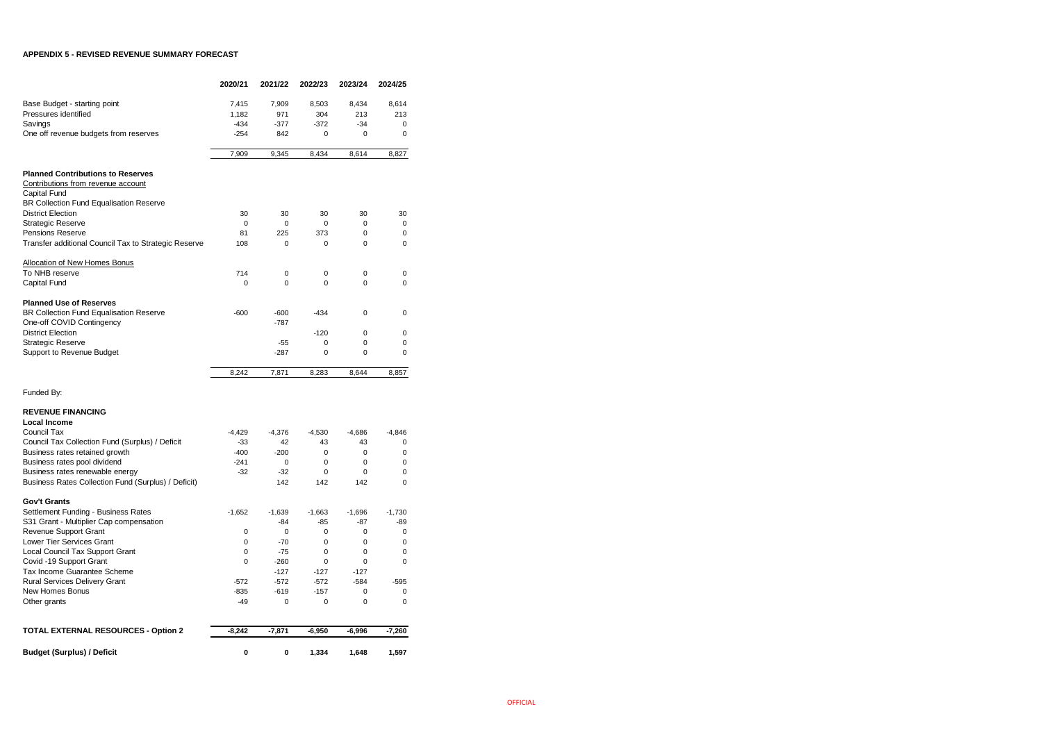**APPENDIX 5 - REVISED REVENUE SUMMARY FORECAST**

| | 2020/21 | 2021/22 | 2022/23 | 2023/24 | 2024/25 |
|---|---|---|---|---|---|
| Base Budget - starting point | 7,415 | 7,909 | 8,503 | 8,434 | 8,614 |
| Pressures identified | 1,182 | 971 | 304 | 213 | 213 |
| Savings | -434 | -377 | -372 | -34 | 0 |
| One off revenue budgets from reserves | -254 | 842 | 0 | 0 | 0 |
| | 7,909 | 9,345 | 8,434 | 8,614 | 8,827 |
| **Planned Contributions to Reserves** | | | | | |
| Contributions from revenue account | | | | | |
| Capital Fund | | | | | |
| BR Collection Fund Equalisation Reserve | | | | | |
| District Election | 30 | 30 | 30 | 30 | 30 |
| Strategic Reserve | 0 | 0 | 0 | 0 | 0 |
| Pensions Reserve | 81 | 225 | 373 | 0 | 0 |
| Transfer additional Council Tax to Strategic Reserve | 108 | 0 | 0 | 0 | 0 |
| Allocation of New Homes Bonus | | | | | |
| To NHB reserve | 714 | 0 | 0 | 0 | 0 |
| Capital Fund | 0 | 0 | 0 | 0 | 0 |
| **Planned Use of Reserves** | | | | | |
| BR Collection Fund Equalisation Reserve | -600 | -600 | -434 | 0 | 0 |
| One-off COVID Contingency | | -787 | | | |
| District Election | | | -120 | 0 | 0 |
| Strategic Reserve | | -55 | 0 | 0 | 0 |
| Support to Revenue Budget | | -287 | 0 | 0 | 0 |
| | 8,242 | 7,871 | 8,283 | 8,644 | 8,857 |
| Funded By: | | | | | |
| **REVENUE FINANCING** | | | | | |
| **Local Income** | | | | | |
| Council Tax | -4,429 | -4,376 | -4,530 | -4,686 | -4,846 |
| Council Tax Collection Fund (Surplus) / Deficit | -33 | 42 | 43 | 43 | 0 |
| Business rates retained growth | -400 | -200 | 0 | 0 | 0 |
| Business rates pool dividend | -241 | 0 | 0 | 0 | 0 |
| Business rates renewable energy | -32 | -32 | 0 | 0 | 0 |
| Business Rates Collection Fund (Surplus) / Deficit) | | 142 | 142 | 142 | 0 |
| **Gov't Grants** | | | | | |
| Settlement Funding - Business Rates | -1,652 | -1,639 | -1,663 | -1,696 | -1,730 |
| S31 Grant - Multiplier Cap compensation | | -84 | -85 | -87 | -89 |
| Revenue Support Grant | 0 | 0 | 0 | 0 | 0 |
| Lower Tier Services Grant | 0 | -70 | 0 | 0 | 0 |
| Local Council Tax Support Grant | 0 | -75 | 0 | 0 | 0 |
| Covid -19 Support Grant | 0 | -260 | 0 | 0 | 0 |
| Tax Income Guarantee Scheme | | -127 | -127 | -127 | |
| Rural Services Delivery Grant | -572 | -572 | -572 | -584 | -595 |
| New Homes Bonus | -835 | -619 | -157 | 0 | 0 |
| Other grants | -49 | 0 | 0 | 0 | 0 |
| **TOTAL EXTERNAL RESOURCES - Option 2** | **-8,242** | **-7,871** | **-6,950** | **-6,996** | **-7,260** |
| **Budget (Surplus) / Deficit** | **0** | **0** | **1,334** | **1,648** | **1,597** |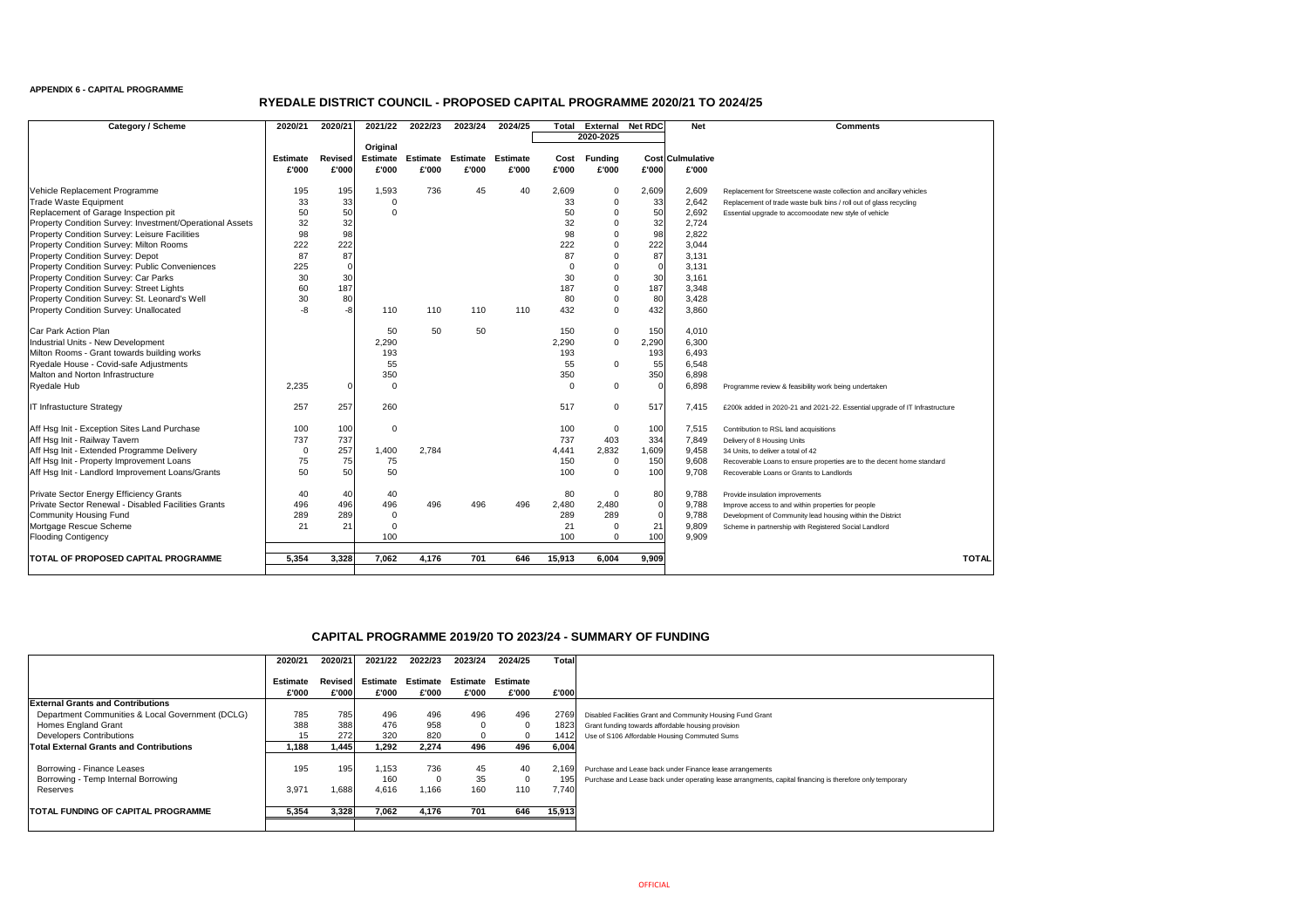**APPENDIX 6 - CAPITAL PROGRAMME**

## RYEDALE DISTRICT COUNCIL - PROPOSED CAPITAL PROGRAMME 2020/21 TO 2024/25

| Category / Scheme | 2020/21 | 2020/21 | 2021/22 | 2022/23 | 2023/24 | 2024/25 | Total | External | Net RDC | Net | Comments |
|---|---|---|---|---|---|---|---|---|---|---|---|
| | | | | | | | 2020-2025 | | | | |
| | | | Original | | | | | | | | |
| | Estimate | Revised | Estimate | Estimate | Estimate | Estimate | Cost | Funding | Cost | Culmulative | |
| | £'000 | £'000 | £'000 | £'000 | £'000 | £'000 | £'000 | £'000 | £'000 | £'000 | |
| Vehicle Replacement Programme | 195 | 195 | 1,593 | 736 | 45 | 40 | 2,609 | 0 | 2,609 | 2,609 | Replacement for Streetscene waste collection and ancillary vehicles |
| Trade Waste Equipment | 33 | 33 | 0 | | | | 33 | 0 | 33 | 2,642 | Replacement of trade waste bulk bins / roll out of glass recycling |
| Replacement of Garage Inspection pit | 50 | 50 | 0 | | | | 50 | 0 | 50 | 2,692 | Essential upgrade to accomoodate new style of vehicle |
| Property Condition Survey: Investment/Operational Assets | 32 | 32 | | | | | 32 | 0 | 32 | 2,724 | |
| Property Condition Survey: Leisure Facilities | 98 | 98 | | | | | 98 | 0 | 98 | 2,822 | |
| Property Condition Survey: Milton Rooms | 222 | 222 | | | | | 222 | 0 | 222 | 3,044 | |
| Property Condition Survey: Depot | 87 | 87 | | | | | 87 | 0 | 87 | 3,131 | |
| Property Condition Survey: Public Conveniences | 225 | 0 | | | | | 0 | 0 | 0 | 3,131 | |
| Property Condition Survey: Car Parks | 30 | 30 | | | | | 30 | 0 | 30 | 3,161 | |
| Property Condition Survey: Street Lights | 60 | 187 | | | | | 187 | 0 | 187 | 3,348 | |
| Property Condition Survey: St. Leonard's Well | 30 | 80 | | | | | 80 | 0 | 80 | 3,428 | |
| Property Condition Survey: Unallocated | -8 | -8 | 110 | 110 | 110 | 110 | 432 | 0 | 432 | 3,860 | |
| Car Park Action Plan | | | 50 | 50 | 50 | | 150 | 0 | 150 | 4,010 | |
| Industrial Units - New Development | | | 2,290 | | | | 2,290 | 0 | 2,290 | 6,300 | |
| Milton Rooms - Grant towards building works | | | 193 | | | | 193 | | 193 | 6,493 | |
| Ryedale House - Covid-safe Adjustments | | | 55 | | | | 55 | 0 | 55 | 6,548 | |
| Malton and Norton Infrastructure | | | 350 | | | | 350 | | 350 | 6,898 | |
| Ryedale Hub | 2,235 | 0 | 0 | | | | 0 | 0 | 0 | 6,898 | Programme review & feasibility work being undertaken |
| IT Infrastucture Strategy | 257 | 257 | 260 | | | | 517 | 0 | 517 | 7,415 | £200k added in 2020-21 and 2021-22. Essential upgrade of IT Infrastructure |
| Aff Hsg Init - Exception Sites Land Purchase | 100 | 100 | 0 | | | | 100 | 0 | 100 | 7,515 | Contribution to RSL land acquisitions |
| Aff Hsg Init - Railway Tavern | 737 | 737 | | | | | 737 | 403 | 334 | 7,849 | Delivery of 8 Housing Units |
| Aff Hsg Init - Extended Programme Delivery | 0 | 257 | 1,400 | 2,784 | | | 4,441 | 2,832 | 1,609 | 9,458 | 34 Units, to deliver a total of 42 |
| Aff Hsg Init - Property Improvement Loans | 75 | 75 | 75 | | | | 150 | 0 | 150 | 9,608 | Recoverable Loans to ensure properties are to the decent home standard |
| Aff Hsg Init - Landlord Improvement Loans/Grants | 50 | 50 | 50 | | | | 100 | 0 | 100 | 9,708 | Recoverable Loans or Grants to Landlords |
| Private Sector Energy Efficiency Grants | 40 | 40 | 40 | | | | 80 | 0 | 80 | 9,788 | Provide insulation improvements |
| Private Sector Renewal - Disabled Facilities Grants | 496 | 496 | 496 | 496 | 496 | 496 | 2,480 | 2,480 | 0 | 9,788 | Improve access to and within properties for people |
| Community Housing Fund | 289 | 289 | 0 | | | | 289 | 289 | 0 | 9,788 | Development of Community lead housing within the District |
| Mortgage Rescue Scheme | 21 | 21 | 0 | | | | 21 | 0 | 21 | 9,809 | Scheme in partnership with Registered Social Landlord |
| Flooding Contigency | | | 100 | | | | 100 | 0 | 100 | 9,909 | |
| **TOTAL OF PROPOSED CAPITAL PROGRAMME** | **5,354** | **3,328** | **7,062** | **4,176** | **701** | **646** | **15,913** | **6,004** | **9,909** | | **TOTAL** |

## CAPITAL PROGRAMME 2019/20 TO 2023/24 - SUMMARY OF FUNDING

| | 2020/21 | 2020/21 | 2021/22 | 2022/23 | 2023/24 | 2024/25 | Total | |
|---|---|---|---|---|---|---|---|---|
| | Estimate | Revised | Estimate | Estimate | Estimate | Estimate | | |
| | £'000 | £'000 | £'000 | £'000 | £'000 | £'000 | £'000 | |
| **External Grants and Contributions** | | | | | | | | |
| Department Communities & Local Government (DCLG) | 785 | 785 | 496 | 496 | 496 | 496 | 2769 | Disabled Facilities Grant and Community Housing Fund Grant |
| Homes England Grant | 388 | 388 | 476 | 958 | 0 | 0 | 1823 | Grant funding towards affordable housing provision |
| Developers Contributions | 15 | 272 | 320 | 820 | 0 | 0 | 1412 | Use of S106 Affordable Housing Commuted Sums |
| **Total External Grants and Contributions** | **1,188** | **1,445** | **1,292** | **2,274** | **496** | **496** | **6,004** | |
| Borrowing - Finance Leases | 195 | 195 | 1,153 | 736 | 45 | 40 | 2,169 | Purchase and Lease back under Finance lease arrangements |
| Borrowing - Temp Internal Borrowing | | | 160 | 0 | 35 | 0 | 195 | Purchase and Lease back under operating lease arrangments, capital financing is therefore only temporary |
| Reserves | 3,971 | 1,688 | 4,616 | 1,166 | 160 | 110 | 7,740 | |
| **TOTAL FUNDING OF CAPITAL PROGRAMME** | **5,354** | **3,328** | **7,062** | **4,176** | **701** | **646** | **15,913** | |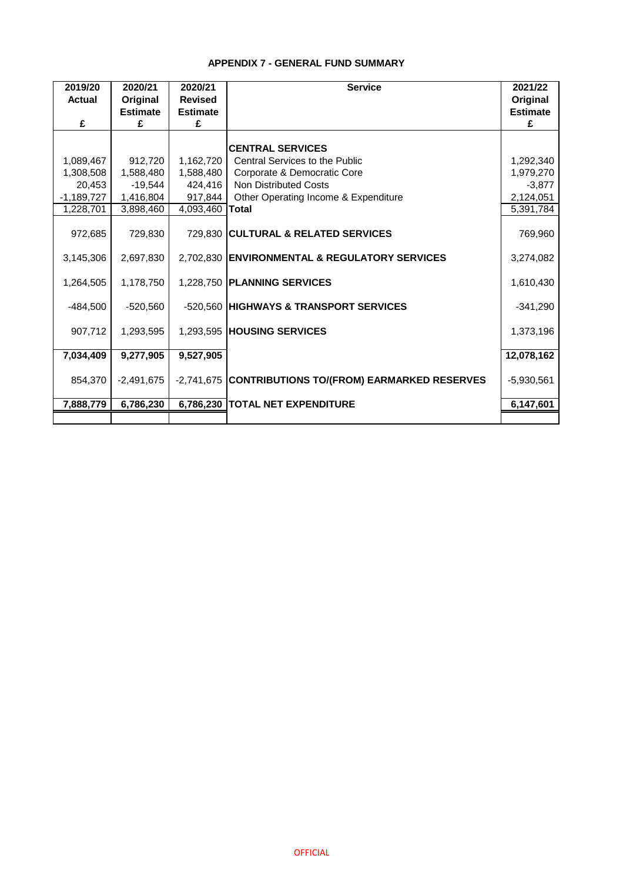## APPENDIX 7 - GENERAL FUND SUMMARY

| 2019/20 Actual £ | 2020/21 Original Estimate £ | 2020/21 Revised Estimate £ | Service | 2021/22 Original Estimate £ |
|---|---|---|---|---|
| | | | **CENTRAL SERVICES** | |
| 1,089,467 | 912,720 | 1,162,720 | Central Services to the Public | 1,292,340 |
| 1,308,508 | 1,588,480 | 1,588,480 | Corporate & Democratic Core | 1,979,270 |
| 20,453 | -19,544 | 424,416 | Non Distributed Costs | -3,877 |
| -1,189,727 | 1,416,804 | 917,844 | Other Operating Income & Expenditure | 2,124,051 |
| 1,228,701 | 3,898,460 | 4,093,460 | **Total** | 5,391,784 |
| 972,685 | 729,830 | 729,830 | **CULTURAL & RELATED SERVICES** | 769,960 |
| 3,145,306 | 2,697,830 | 2,702,830 | **ENVIRONMENTAL & REGULATORY SERVICES** | 3,274,082 |
| 1,264,505 | 1,178,750 | 1,228,750 | **PLANNING SERVICES** | 1,610,430 |
| -484,500 | -520,560 | -520,560 | **HIGHWAYS & TRANSPORT SERVICES** | -341,290 |
| 907,712 | 1,293,595 | 1,293,595 | **HOUSING SERVICES** | 1,373,196 |
| **7,034,409** | **9,277,905** | **9,527,905** | | **12,078,162** |
| 854,370 | -2,491,675 | -2,741,675 | **CONTRIBUTIONS TO/(FROM) EARMARKED RESERVES** | -5,930,561 |
| **7,888,779** | **6,786,230** | **6,786,230** | **TOTAL NET EXPENDITURE** | **6,147,601** |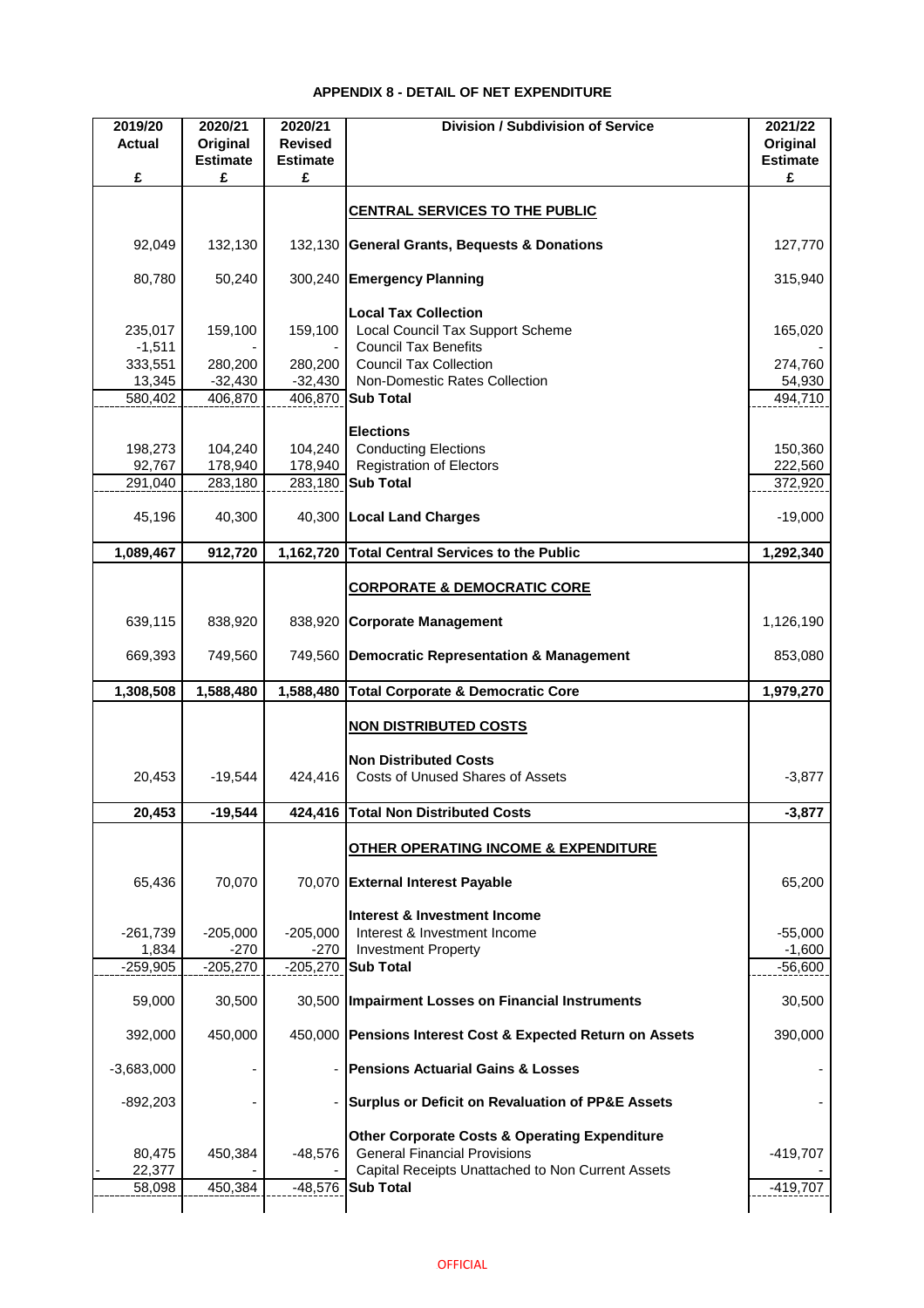## APPENDIX 8 - DETAIL OF NET EXPENDITURE

| 2019/20 Actual £ | 2020/21 Original Estimate £ | 2020/21 Revised Estimate £ | Division / Subdivision of Service | 2021/22 Original Estimate £ |
|---|---|---|---|---|
| | | | **CENTRAL SERVICES TO THE PUBLIC** | |
| 92,049 | 132,130 | 132,130 | **General Grants, Bequests & Donations** | 127,770 |
| 80,780 | 50,240 | 300,240 | **Emergency Planning** | 315,940 |
| | | | **Local Tax Collection** | |
| 235,017 | 159,100 | 159,100 | Local Council Tax Support Scheme | 165,020 |
| -1,511 | - | - | Council Tax Benefits | - |
| 333,551 | 280,200 | 280,200 | Council Tax Collection | 274,760 |
| 13,345 | -32,430 | -32,430 | Non-Domestic Rates Collection | 54,930 |
| 580,402 | 406,870 | 406,870 | **Sub Total** | 494,710 |
| | | | **Elections** | |
| 198,273 | 104,240 | 104,240 | Conducting Elections | 150,360 |
| 92,767 | 178,940 | 178,940 | Registration of Electors | 222,560 |
| 291,040 | 283,180 | 283,180 | **Sub Total** | 372,920 |
| 45,196 | 40,300 | 40,300 | **Local Land Charges** | -19,000 |
| **1,089,467** | **912,720** | **1,162,720** | **Total Central Services to the Public** | **1,292,340** |
| | | | **CORPORATE & DEMOCRATIC CORE** | |
| 639,115 | 838,920 | 838,920 | **Corporate Management** | 1,126,190 |
| 669,393 | 749,560 | 749,560 | **Democratic Representation & Management** | 853,080 |
| **1,308,508** | **1,588,480** | **1,588,480** | **Total Corporate & Democratic Core** | **1,979,270** |
| | | | **NON DISTRIBUTED COSTS** | |
| | | | **Non Distributed Costs** | |
| 20,453 | -19,544 | 424,416 | Costs of Unused Shares of Assets | -3,877 |
| **20,453** | **-19,544** | **424,416** | **Total Non Distributed Costs** | **-3,877** |
| | | | **OTHER OPERATING INCOME & EXPENDITURE** | |
| 65,436 | 70,070 | 70,070 | **External Interest Payable** | 65,200 |
| | | | **Interest & Investment Income** | |
| -261,739 | -205,000 | -205,000 | Interest & Investment Income | -55,000 |
| 1,834 | -270 | -270 | Investment Property | -1,600 |
| -259,905 | -205,270 | -205,270 | **Sub Total** | -56,600 |
| 59,000 | 30,500 | 30,500 | **Impairment Losses on Financial Instruments** | 30,500 |
| 392,000 | 450,000 | 450,000 | **Pensions Interest Cost & Expected Return on Assets** | 390,000 |
| -3,683,000 | - | - | **Pensions Actuarial Gains & Losses** | - |
| -892,203 | - | - | **Surplus or Deficit on Revaluation of PP&E Assets** | - |
| | | | **Other Corporate Costs & Operating Expenditure** | |
| 80,475 | 450,384 | -48,576 | General Financial Provisions | -419,707 |
| - 22,377 | - | - | Capital Receipts Unattached to Non Current Assets | - |
| 58,098 | 450,384 | -48,576 | **Sub Total** | -419,707 |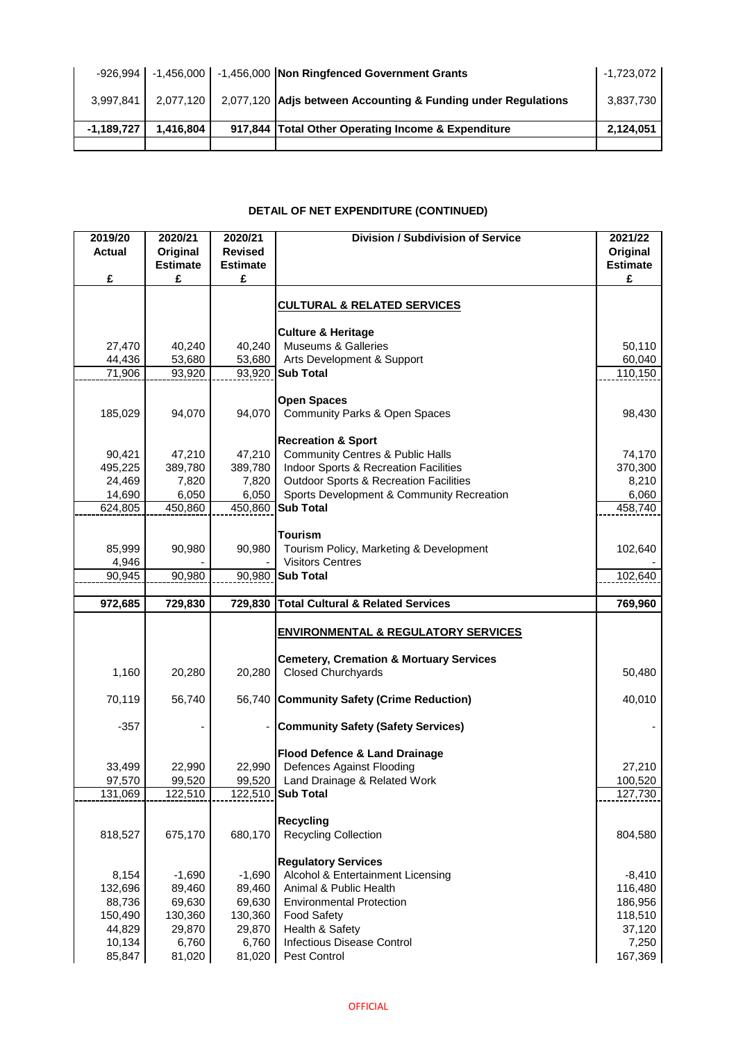| | | | | |
|---|---|---|---|---|
| -926,994 | -1,456,000 | -1,456,000 | **Non Ringfenced Government Grants** | -1,723,072 |
| 3,997,841 | 2,077,120 | 2,077,120 | **Adjs between Accounting & Funding under Regulations** | 3,837,730 |
| **-1,189,727** | **1,416,804** | **917,844** | **Total Other Operating Income & Expenditure** | **2,124,051** |

## DETAIL OF NET EXPENDITURE (CONTINUED)

| 2019/20 Actual £ | 2020/21 Original Estimate £ | 2020/21 Revised Estimate £ | Division / Subdivision of Service | 2021/22 Original Estimate £ |
|---|---|---|---|---|
| | | | **CULTURAL & RELATED SERVICES** | |
| | | | **Culture & Heritage** | |
| 27,470 | 40,240 | 40,240 | Museums & Galleries | 50,110 |
| 44,436 | 53,680 | 53,680 | Arts Development & Support | 60,040 |
| 71,906 | 93,920 | 93,920 | **Sub Total** | 110,150 |
| | | | **Open Spaces** | |
| 185,029 | 94,070 | 94,070 | Community Parks & Open Spaces | 98,430 |
| | | | **Recreation & Sport** | |
| 90,421 | 47,210 | 47,210 | Community Centres & Public Halls | 74,170 |
| 495,225 | 389,780 | 389,780 | Indoor Sports & Recreation Facilities | 370,300 |
| 24,469 | 7,820 | 7,820 | Outdoor Sports & Recreation Facilities | 8,210 |
| 14,690 | 6,050 | 6,050 | Sports Development & Community Recreation | 6,060 |
| 624,805 | 450,860 | 450,860 | **Sub Total** | 458,740 |
| | | | **Tourism** | |
| 85,999 | 90,980 | 90,980 | Tourism Policy, Marketing & Development | 102,640 |
| 4,946 | - | - | Visitors Centres | - |
| 90,945 | 90,980 | 90,980 | **Sub Total** | 102,640 |
| **972,685** | **729,830** | **729,830** | **Total Cultural & Related Services** | **769,960** |
| | | | **ENVIRONMENTAL & REGULATORY SERVICES** | |
| | | | **Cemetery, Cremation & Mortuary Services** | |
| 1,160 | 20,280 | 20,280 | Closed Churchyards | 50,480 |
| 70,119 | 56,740 | 56,740 | **Community Safety (Crime Reduction)** | 40,010 |
| -357 | - | - | **Community Safety (Safety Services)** | - |
| | | | **Flood Defence & Land Drainage** | |
| 33,499 | 22,990 | 22,990 | Defences Against Flooding | 27,210 |
| 97,570 | 99,520 | 99,520 | Land Drainage & Related Work | 100,520 |
| 131,069 | 122,510 | 122,510 | **Sub Total** | 127,730 |
| | | | **Recycling** | |
| 818,527 | 675,170 | 680,170 | Recycling Collection | 804,580 |
| | | | **Regulatory Services** | |
| 8,154 | -1,690 | -1,690 | Alcohol & Entertainment Licensing | -8,410 |
| 132,696 | 89,460 | 89,460 | Animal & Public Health | 116,480 |
| 88,736 | 69,630 | 69,630 | Environmental Protection | 186,956 |
| 150,490 | 130,360 | 130,360 | Food Safety | 118,510 |
| 44,829 | 29,870 | 29,870 | Health & Safety | 37,120 |
| 10,134 | 6,760 | 6,760 | Infectious Disease Control | 7,250 |
| 85,847 | 81,020 | 81,020 | Pest Control | 167,369 |

OFFICIAL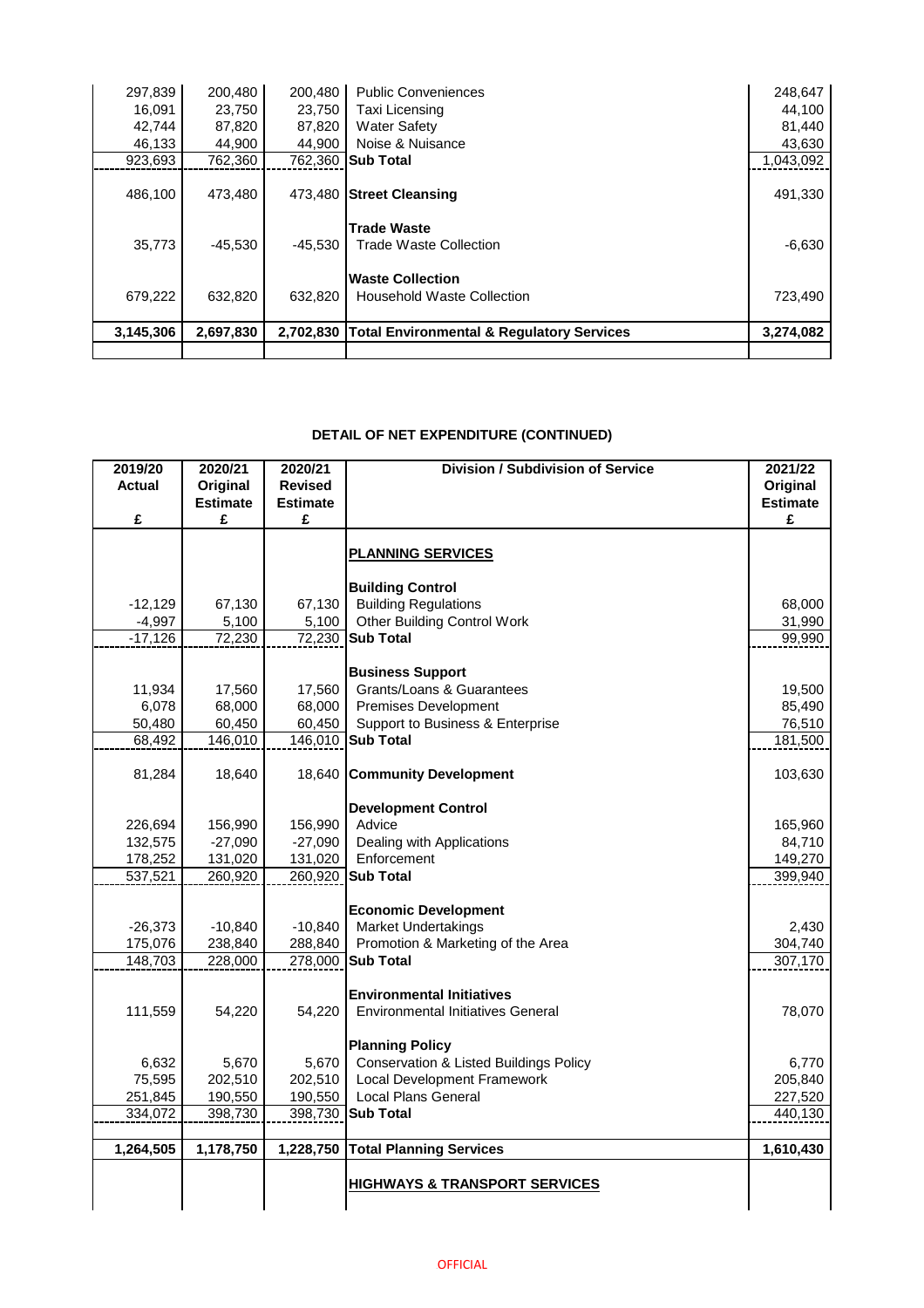| | | | | |
|---|---|---|---|---|
| 297,839 | 200,480 | 200,480 | Public Conveniences | 248,647 |
| 16,091 | 23,750 | 23,750 | Taxi Licensing | 44,100 |
| 42,744 | 87,820 | 87,820 | Water Safety | 81,440 |
| 46,133 | 44,900 | 44,900 | Noise & Nuisance | 43,630 |
| 923,693 | 762,360 | 762,360 | **Sub Total** | 1,043,092 |
| 486,100 | 473,480 | 473,480 | **Street Cleansing** | 491,330 |
| | | | **Trade Waste** | |
| 35,773 | -45,530 | -45,530 | Trade Waste Collection | -6,630 |
| | | | **Waste Collection** | |
| 679,222 | 632,820 | 632,820 | Household Waste Collection | 723,490 |
| **3,145,306** | **2,697,830** | **2,702,830** | **Total Environmental & Regulatory Services** | **3,274,082** |

**DETAIL OF NET EXPENDITURE (CONTINUED)**

| 2019/20 Actual £ | 2020/21 Original Estimate £ | 2020/21 Revised Estimate £ | Division / Subdivision of Service | 2021/22 Original Estimate £ |
|---|---|---|---|---|
| | | | **PLANNING SERVICES** | |
| | | | **Building Control** | |
| -12,129 | 67,130 | 67,130 | Building Regulations | 68,000 |
| -4,997 | 5,100 | 5,100 | Other Building Control Work | 31,990 |
| -17,126 | 72,230 | 72,230 | **Sub Total** | 99,990 |
| | | | **Business Support** | |
| 11,934 | 17,560 | 17,560 | Grants/Loans & Guarantees | 19,500 |
| 6,078 | 68,000 | 68,000 | Premises Development | 85,490 |
| 50,480 | 60,450 | 60,450 | Support to Business & Enterprise | 76,510 |
| 68,492 | 146,010 | 146,010 | **Sub Total** | 181,500 |
| 81,284 | 18,640 | 18,640 | **Community Development** | 103,630 |
| | | | **Development Control** | |
| 226,694 | 156,990 | 156,990 | Advice | 165,960 |
| 132,575 | -27,090 | -27,090 | Dealing with Applications | 84,710 |
| 178,252 | 131,020 | 131,020 | Enforcement | 149,270 |
| 537,521 | 260,920 | 260,920 | **Sub Total** | 399,940 |
| | | | **Economic Development** | |
| -26,373 | -10,840 | -10,840 | Market Undertakings | 2,430 |
| 175,076 | 238,840 | 288,840 | Promotion & Marketing of the Area | 304,740 |
| 148,703 | 228,000 | 278,000 | **Sub Total** | 307,170 |
| | | | **Environmental Initiatives** | |
| 111,559 | 54,220 | 54,220 | Environmental Initiatives General | 78,070 |
| | | | **Planning Policy** | |
| 6,632 | 5,670 | 5,670 | Conservation & Listed Buildings Policy | 6,770 |
| 75,595 | 202,510 | 202,510 | Local Development Framework | 205,840 |
| 251,845 | 190,550 | 190,550 | Local Plans General | 227,520 |
| 334,072 | 398,730 | 398,730 | **Sub Total** | 440,130 |
| **1,264,505** | **1,178,750** | **1,228,750** | **Total Planning Services** | **1,610,430** |
| | | | **HIGHWAYS & TRANSPORT SERVICES** | |

OFFICIAL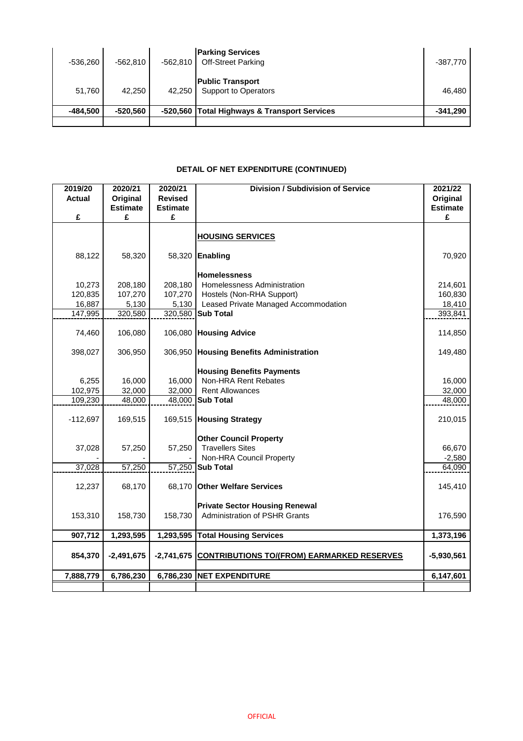| | | | | |
|---|---|---|---|---|
| | | | **Parking Services** | |
| -536,260 | -562,810 | -562,810 | Off-Street Parking | -387,770 |
| | | | **Public Transport** | |
| 51,760 | 42,250 | 42,250 | Support to Operators | 46,480 |
| **-484,500** | **-520,560** | **-520,560** | **Total Highways & Transport Services** | **-341,290** |

## DETAIL OF NET EXPENDITURE (CONTINUED)

| 2019/20 Actual £ | 2020/21 Original Estimate £ | 2020/21 Revised Estimate £ | Division / Subdivision of Service | 2021/22 Original Estimate £ |
|---|---|---|---|---|
| | | | **HOUSING SERVICES** | |
| 88,122 | 58,320 | 58,320 | **Enabling** | 70,920 |
| | | | **Homelessness** | |
| 10,273 | 208,180 | 208,180 | Homelessness Administration | 214,601 |
| 120,835 | 107,270 | 107,270 | Hostels (Non-RHA Support) | 160,830 |
| 16,887 | 5,130 | 5,130 | Leased Private Managed Accommodation | 18,410 |
| 147,995 | 320,580 | 320,580 | **Sub Total** | 393,841 |
| 74,460 | 106,080 | 106,080 | **Housing Advice** | 114,850 |
| 398,027 | 306,950 | 306,950 | **Housing Benefits Administration** | 149,480 |
| | | | **Housing Benefits Payments** | |
| 6,255 | 16,000 | 16,000 | Non-HRA Rent Rebates | 16,000 |
| 102,975 | 32,000 | 32,000 | Rent Allowances | 32,000 |
| 109,230 | 48,000 | 48,000 | **Sub Total** | 48,000 |
| -112,697 | 169,515 | 169,515 | **Housing Strategy** | 210,015 |
| | | | **Other Council Property** | |
| 37,028 | 57,250 | 57,250 | Travellers Sites | 66,670 |
| - | - | - | Non-HRA Council Property | -2,580 |
| 37,028 | 57,250 | 57,250 | **Sub Total** | 64,090 |
| 12,237 | 68,170 | 68,170 | **Other Welfare Services** | 145,410 |
| | | | **Private Sector Housing Renewal** | |
| 153,310 | 158,730 | 158,730 | Administration of PSHR Grants | 176,590 |
| **907,712** | **1,293,595** | **1,293,595** | **Total Housing Services** | **1,373,196** |
| **854,370** | **-2,491,675** | **-2,741,675** | **CONTRIBUTIONS TO/(FROM) EARMARKED RESERVES** | **-5,930,561** |
| **7,888,779** | **6,786,230** | **6,786,230** | **NET EXPENDITURE** | **6,147,601** |